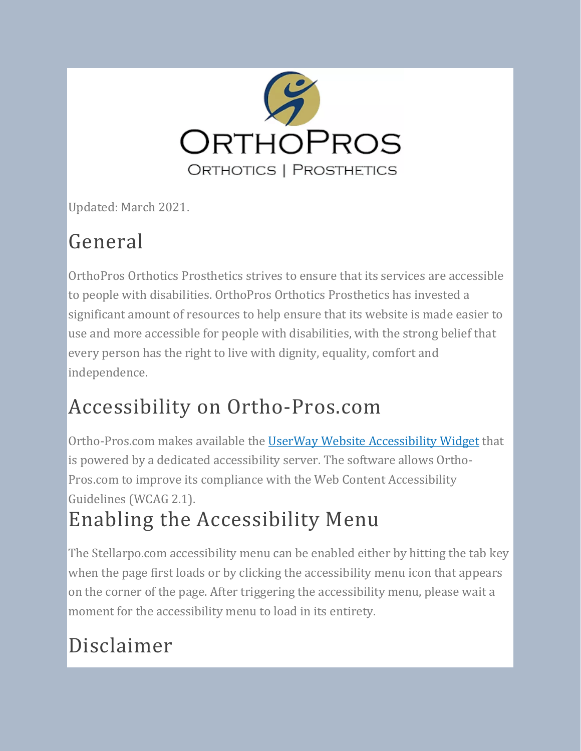Updated: March 2021.

## General

OrthoPros Orthotics Prosthetics strives to ensure that its services are accessible to people with disabilities. OrthoPros Orthotics Prosthetics has invested a significant amount of resources to help ensure that its website is made easier to use and more accessible for people with disabilities, with the strong belief that every person has the right to live with dignity, equality, comfort and independence.

## Accessibility on Ortho-Pros.com

Ortho-Pros.com makes available the [UserWay Website Accessibility Widget] that is powered by a dedicated accessibility server. The software allows Ortho-Pros.com to improve its compliance with the Web Content Accessibility Guidelines (WCAG 2.1).

## Enabling the Accessibility Menu

The Stellarpo.com accessibility menu can be enabled either by hitting the tab key when the page first loads or by clicking the accessibility menu icon that appears on the corner of the page. After triggering the accessibility menu, please wait a moment for the accessibility menu to load in its entirety.

## Disclaimer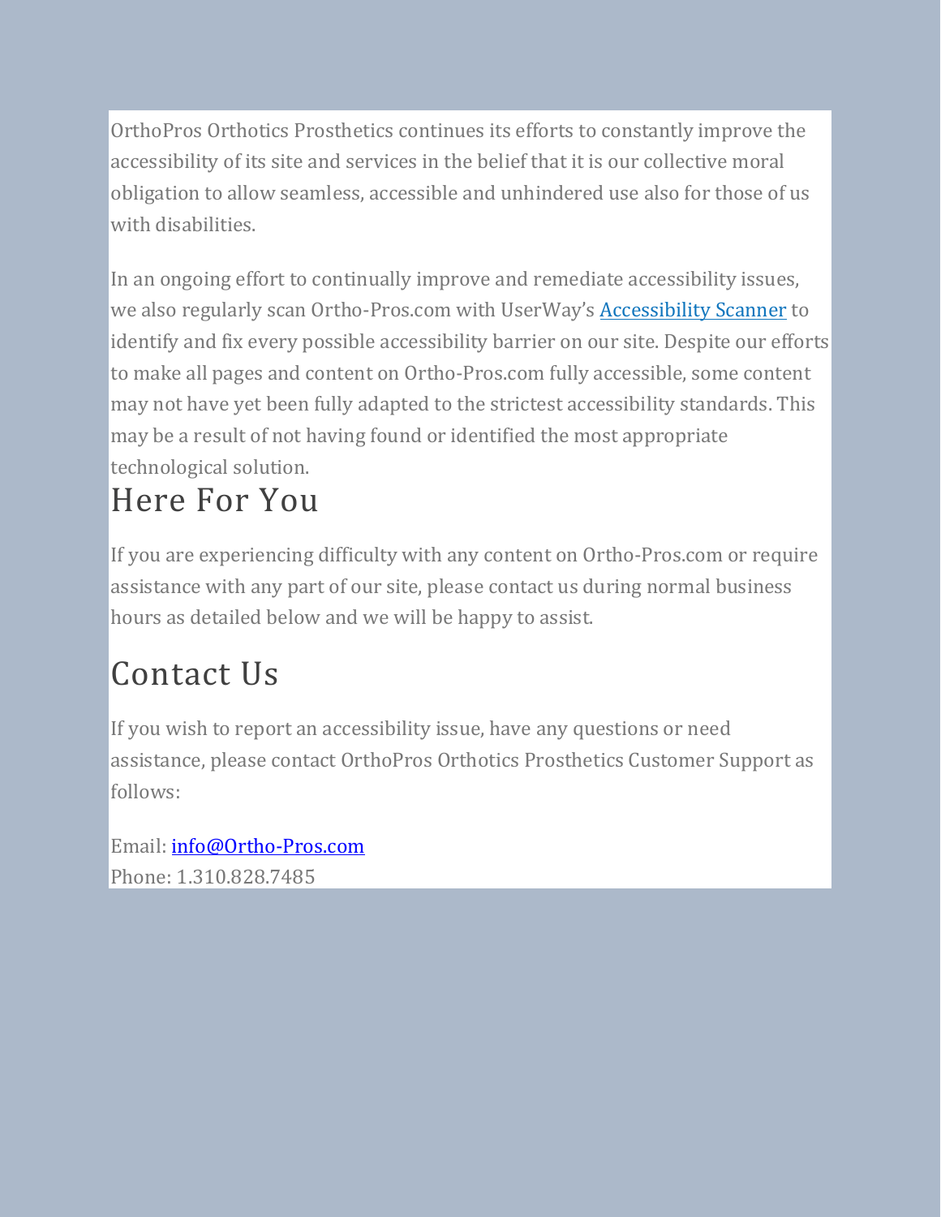OrthoPros Orthotics Prosthetics continues its efforts to constantly improve the accessibility of its site and services in the belief that it is our collective moral obligation to allow seamless, accessible and unhindered use also for those of us with disabilities.

In an ongoing effort to continually improve and remediate accessibility issues, we also regularly scan Ortho-Pros.com with UserWay's Accessibility Scanner to identify and fix every possible accessibility barrier on our site. Despite our efforts to make all pages and content on Ortho-Pros.com fully accessible, some content may not have yet been fully adapted to the strictest accessibility standards. This may be a result of not having found or identified the most appropriate technological solution.

## Here For You

If you are experiencing difficulty with any content on Ortho-Pros.com or require assistance with any part of our site, please contact us during normal business hours as detailed below and we will be happy to assist.

## Contact Us

If you wish to report an accessibility issue, have any questions or need assistance, please contact OrthoPros Orthotics Prosthetics Customer Support as follows:

Email: info@Ortho-Pros.com
Phone: 1.310.828.7485